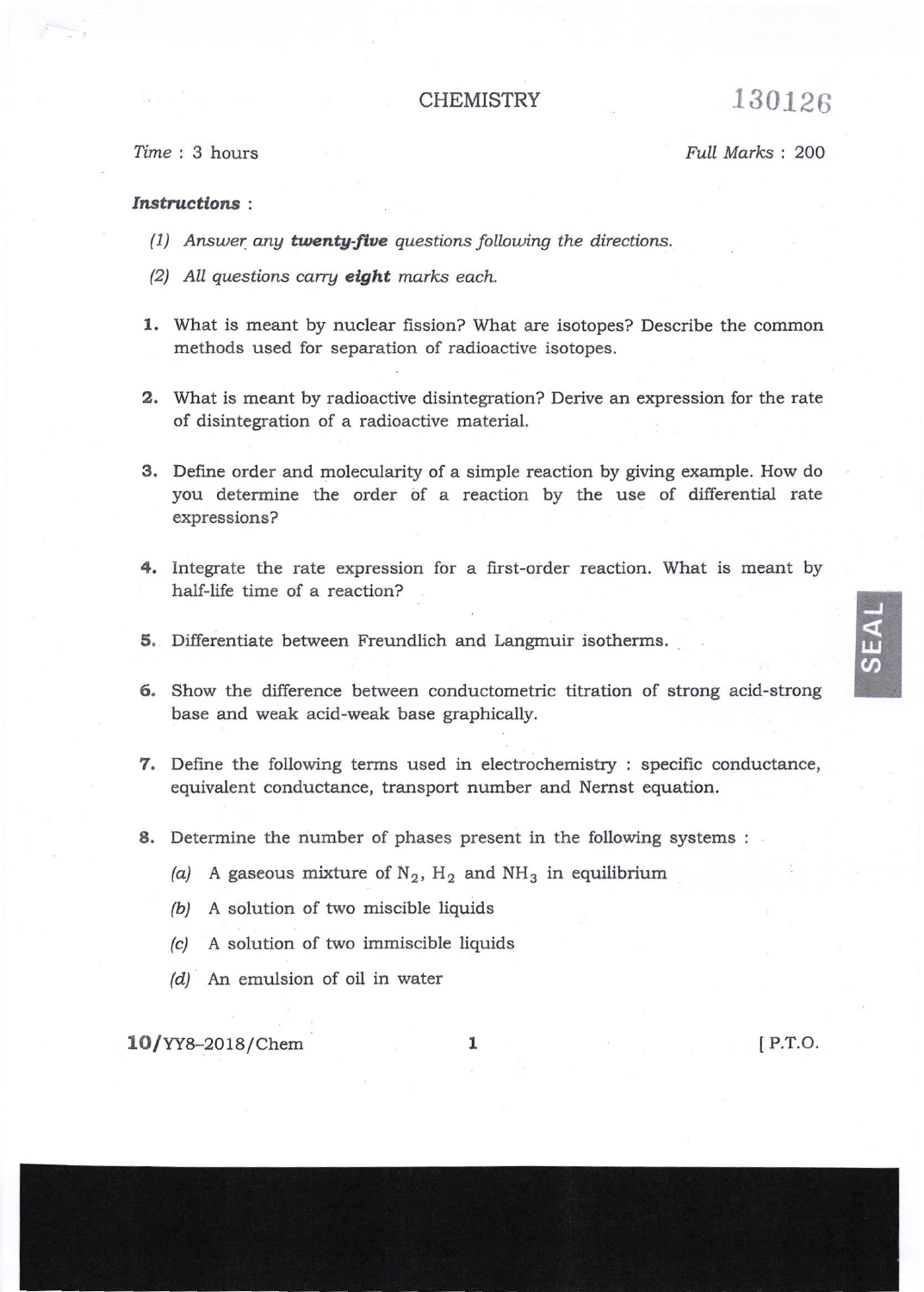# CHEMISTRY

130126

*Time* : 3 hours

*Full Marks* : 200

***Instructions*** :

*(1) Answer any* ***twenty-five*** *questions following the directions.*

*(2) All questions carry* ***eight*** *marks each.*

**1.** What is meant by nuclear fission? What are isotopes? Describe the common methods used for separation of radioactive isotopes.

**2.** What is meant by radioactive disintegration? Derive an expression for the rate of disintegration of a radioactive material.

**3.** Define order and molecularity of a simple reaction by giving example. How do you determine the order of a reaction by the use of differential rate expressions?

**4.** Integrate the rate expression for a first-order reaction. What is meant by half-life time of a reaction?

**5.** Differentiate between Freundlich and Langmuir isotherms.

**6.** Show the difference between conductometric titration of strong acid-strong base and weak acid-weak base graphically.

**7.** Define the following terms used in electrochemistry : specific conductance, equivalent conductance, transport number and Nernst equation.

**8.** Determine the number of phases present in the following systems :

*(a)* A gaseous mixture of $N_2$, $H_2$ and $NH_3$ in equilibrium

*(b)* A solution of two miscible liquids

*(c)* A solution of two immiscible liquids

*(d)* An emulsion of oil in water

10/YY8–2018/Chem

[ P.T.O.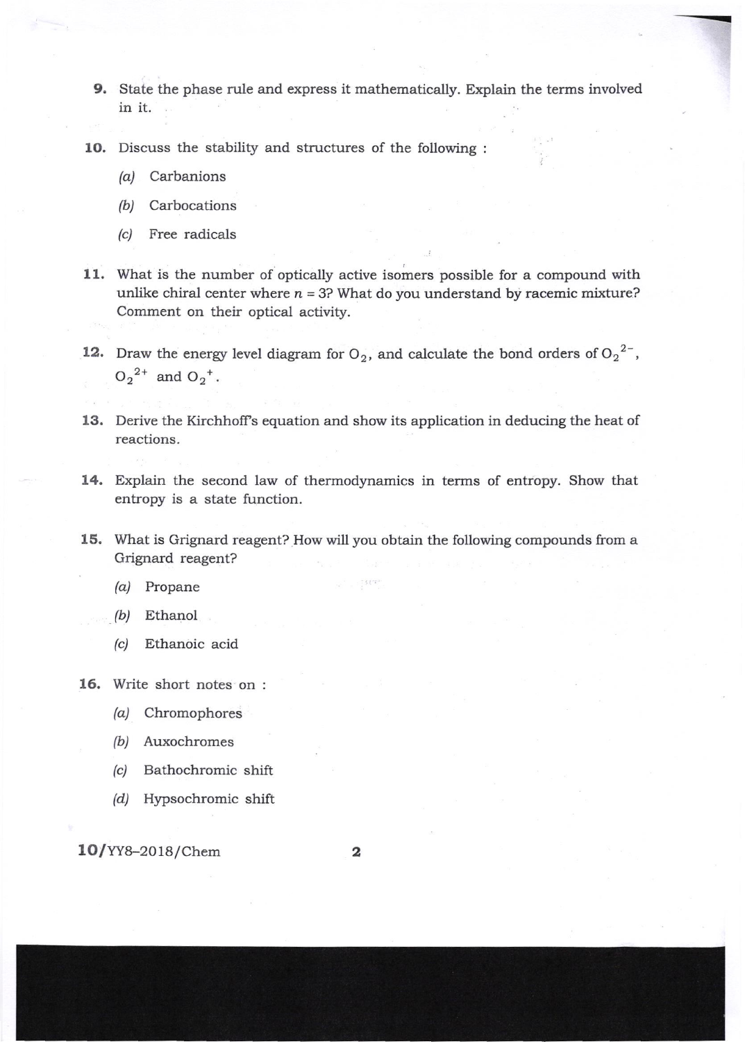9. State the phase rule and express it mathematically. Explain the terms involved in it.

10. Discuss the stability and structures of the following :

    *(a)* Carbanions

    *(b)* Carbocations

    *(c)* Free radicals

11. What is the number of optically active isomers possible for a compound with unlike chiral center where $n = 3$? What do you understand by racemic mixture? Comment on their optical activity.

12. Draw the energy level diagram for $O_2$, and calculate the bond orders of $O_2^{2-}$, $O_2^{2+}$ and $O_2^{+}$.

13. Derive the Kirchhoff's equation and show its application in deducing the heat of reactions.

14. Explain the second law of thermodynamics in terms of entropy. Show that entropy is a state function.

15. What is Grignard reagent? How will you obtain the following compounds from a Grignard reagent?

    *(a)* Propane

    *(b)* Ethanol

    *(c)* Ethanoic acid

16. Write short notes on :

    *(a)* Chromophores

    *(b)* Auxochromes

    *(c)* Bathochromic shift

    *(d)* Hypsochromic shift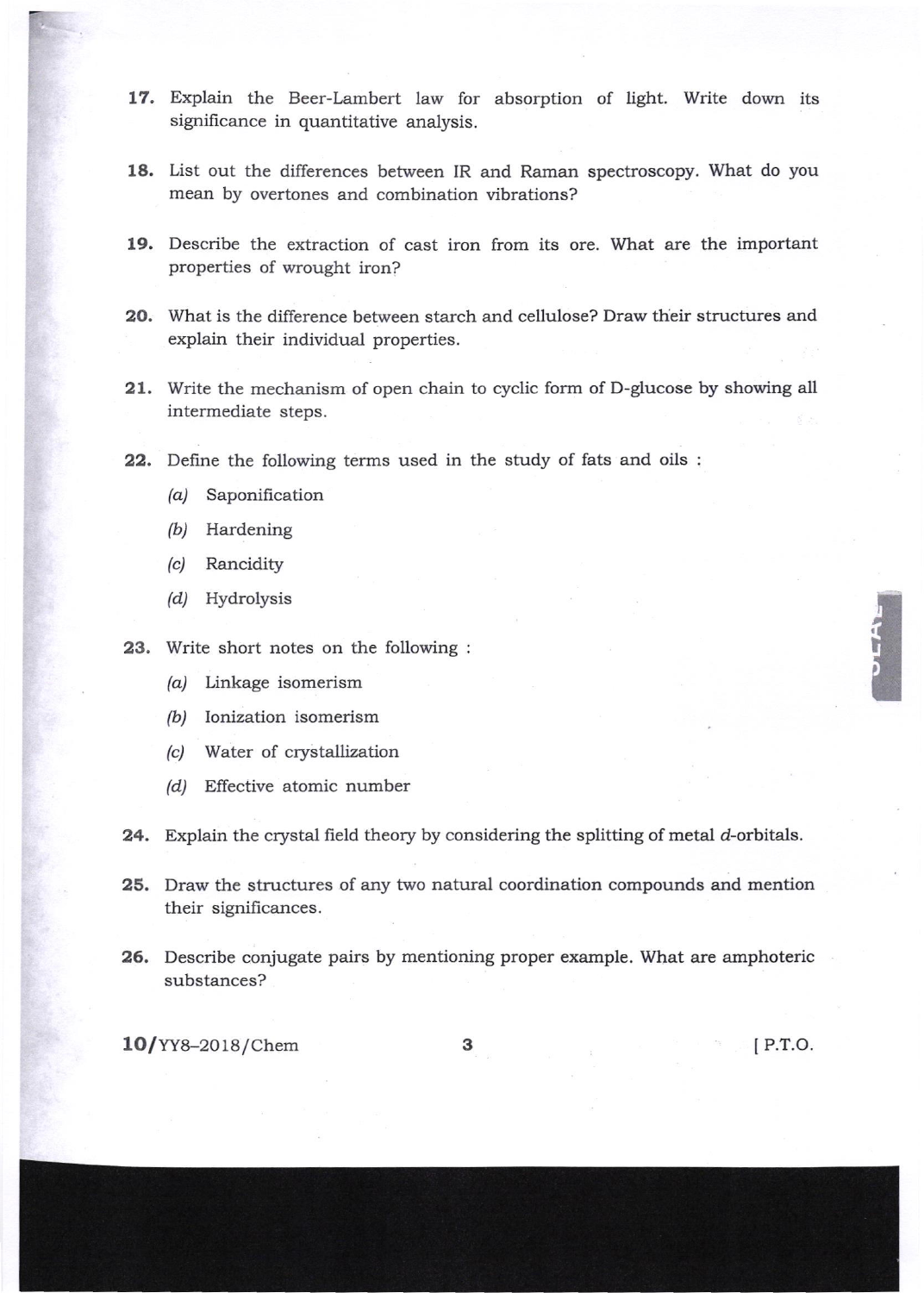17. Explain the Beer-Lambert law for absorption of light. Write down its significance in quantitative analysis.

18. List out the differences between IR and Raman spectroscopy. What do you mean by overtones and combination vibrations?

19. Describe the extraction of cast iron from its ore. What are the important properties of wrought iron?

20. What is the difference between starch and cellulose? Draw their structures and explain their individual properties.

21. Write the mechanism of open chain to cyclic form of D-glucose by showing all intermediate steps.

22. Define the following terms used in the study of fats and oils :

    *(a)* Saponification

    *(b)* Hardening

    *(c)* Rancidity

    *(d)* Hydrolysis

23. Write short notes on the following :

    *(a)* Linkage isomerism

    *(b)* Ionization isomerism

    *(c)* Water of crystallization

    *(d)* Effective atomic number

24. Explain the crystal field theory by considering the splitting of metal *d*-orbitals.

25. Draw the structures of any two natural coordination compounds and mention their significances.

26. Describe conjugate pairs by mentioning proper example. What are amphoteric substances?